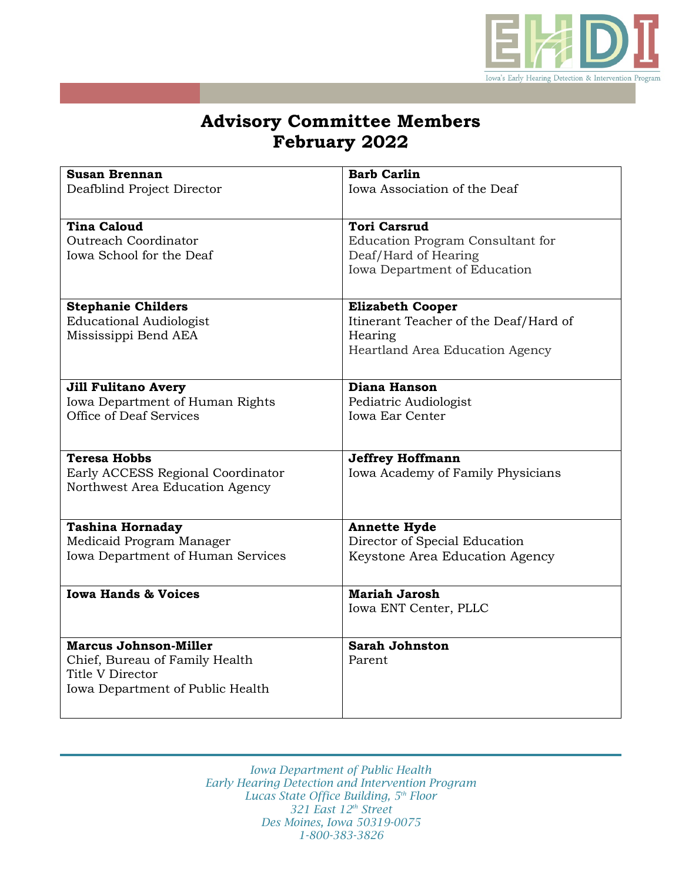# Advisory Committee Members
# February 2022

| | |
|---|---|
| **Susan Brennan**<br>Deafblind Project Director | **Barb Carlin**<br>Iowa Association of the Deaf |
| **Tina Caloud**<br>Outreach Coordinator<br>Iowa School for the Deaf | **Tori Carsrud**<br>Education Program Consultant for Deaf/Hard of Hearing<br>Iowa Department of Education |
| **Stephanie Childers**<br>Educational Audiologist<br>Mississippi Bend AEA | **Elizabeth Cooper**<br>Itinerant Teacher of the Deaf/Hard of Hearing<br>Heartland Area Education Agency |
| **Jill Fulitano Avery**<br>Iowa Department of Human Rights<br>Office of Deaf Services | **Diana Hanson**<br>Pediatric Audiologist<br>Iowa Ear Center |
| **Teresa Hobbs**<br>Early ACCESS Regional Coordinator<br>Northwest Area Education Agency | **Jeffrey Hoffmann**<br>Iowa Academy of Family Physicians |
| **Tashina Hornaday**<br>Medicaid Program Manager<br>Iowa Department of Human Services | **Annette Hyde**<br>Director of Special Education<br>Keystone Area Education Agency |
| **Iowa Hands & Voices** | **Mariah Jarosh**<br>Iowa ENT Center, PLLC |
| **Marcus Johnson-Miller**<br>Chief, Bureau of Family Health<br>Title V Director<br>Iowa Department of Public Health | **Sarah Johnston**<br>Parent |

*Iowa Department of Public Health*
*Early Hearing Detection and Intervention Program*
*Lucas State Office Building, 5th Floor*
*321 East 12th Street*
*Des Moines, Iowa 50319-0075*
*1-800-383-3826*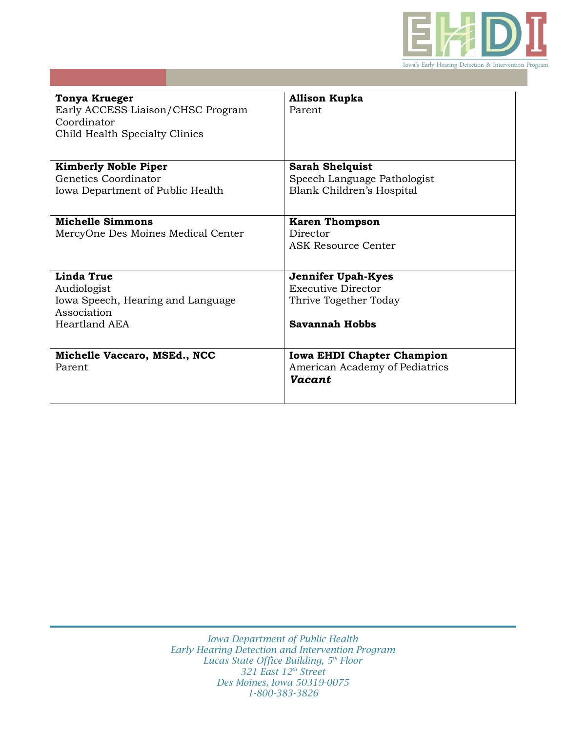| | |
|---|---|
| **Tonya Krueger**<br>Early ACCESS Liaison/CHSC Program Coordinator<br>Child Health Specialty Clinics | **Allison Kupka**<br>Parent |
| **Kimberly Noble Piper**<br>Genetics Coordinator<br>Iowa Department of Public Health | **Sarah Shelquist**<br>Speech Language Pathologist<br>Blank Children's Hospital |
| **Michelle Simmons**<br>MercyOne Des Moines Medical Center | **Karen Thompson**<br>Director<br>ASK Resource Center |
| **Linda True**<br>Audiologist<br>Iowa Speech, Hearing and Language Association<br>Heartland AEA | **Jennifer Upah-Kyes**<br>Executive Director<br>Thrive Together Today<br><br>**Savannah Hobbs** |
| **Michelle Vaccaro, MSEd., NCC**<br>Parent | **Iowa EHDI Chapter Champion**<br>American Academy of Pediatrics<br>***Vacant*** |

*Iowa Department of Public Health*
*Early Hearing Detection and Intervention Program*
*Lucas State Office Building, 5th Floor*
*321 East 12th Street*
*Des Moines, Iowa 50319-0075*
*1-800-383-3826*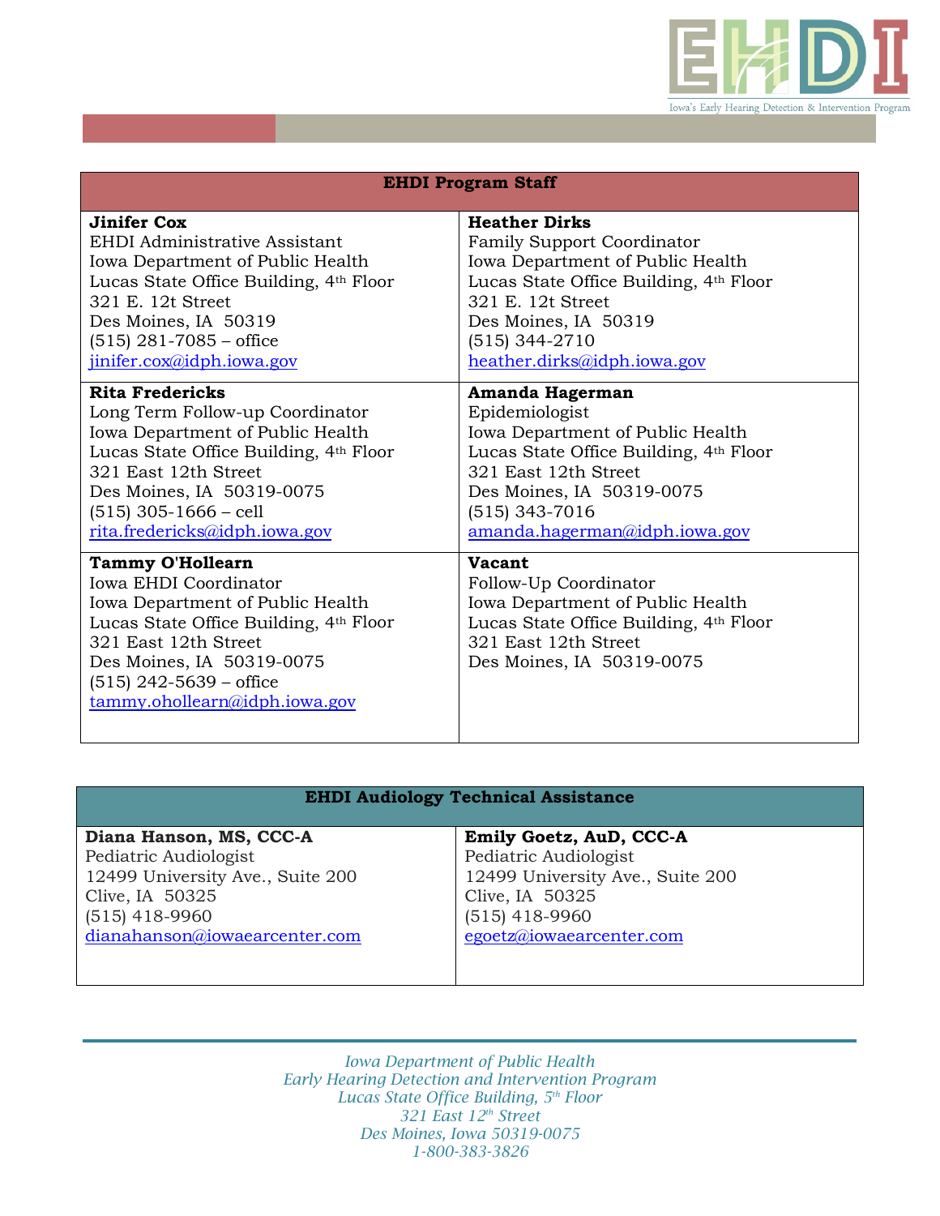| EHDI Program Staff | |
|---|---|
| **Jinifer Cox**<br>EHDI Administrative Assistant<br>Iowa Department of Public Health<br>Lucas State Office Building, 4th Floor<br>321 E. 12t Street<br>Des Moines, IA 50319<br>(515) 281-7085 – office<br>jinifer.cox@idph.iowa.gov | **Heather Dirks**<br>Family Support Coordinator<br>Iowa Department of Public Health<br>Lucas State Office Building, 4th Floor<br>321 E. 12t Street<br>Des Moines, IA 50319<br>(515) 344-2710<br>heather.dirks@idph.iowa.gov |
| **Rita Fredericks**<br>Long Term Follow-up Coordinator<br>Iowa Department of Public Health<br>Lucas State Office Building, 4th Floor<br>321 East 12th Street<br>Des Moines, IA 50319-0075<br>(515) 305-1666 – cell<br>rita.fredericks@idph.iowa.gov | **Amanda Hagerman**<br>Epidemiologist<br>Iowa Department of Public Health<br>Lucas State Office Building, 4th Floor<br>321 East 12th Street<br>Des Moines, IA 50319-0075<br>(515) 343-7016<br>amanda.hagerman@idph.iowa.gov |
| **Tammy O'Hollearn**<br>Iowa EHDI Coordinator<br>Iowa Department of Public Health<br>Lucas State Office Building, 4th Floor<br>321 East 12th Street<br>Des Moines, IA 50319-0075<br>(515) 242-5639 – office<br>tammy.ohollearn@idph.iowa.gov | **Vacant**<br>Follow-Up Coordinator<br>Iowa Department of Public Health<br>Lucas State Office Building, 4th Floor<br>321 East 12th Street<br>Des Moines, IA 50319-0075 |

| EHDI Audiology Technical Assistance | |
|---|---|
| **Diana Hanson, MS, CCC-A**<br>Pediatric Audiologist<br>12499 University Ave., Suite 200<br>Clive, IA 50325<br>(515) 418-9960<br>dianahanson@iowaearcenter.com | **Emily Goetz, AuD, CCC-A**<br>Pediatric Audiologist<br>12499 University Ave., Suite 200<br>Clive, IA 50325<br>(515) 418-9960<br>egoetz@iowaearcenter.com |

*Iowa Department of Public Health*
*Early Hearing Detection and Intervention Program*
*Lucas State Office Building, 5th Floor*
*321 East 12th Street*
*Des Moines, Iowa 50319-0075*
*1-800-383-3826*